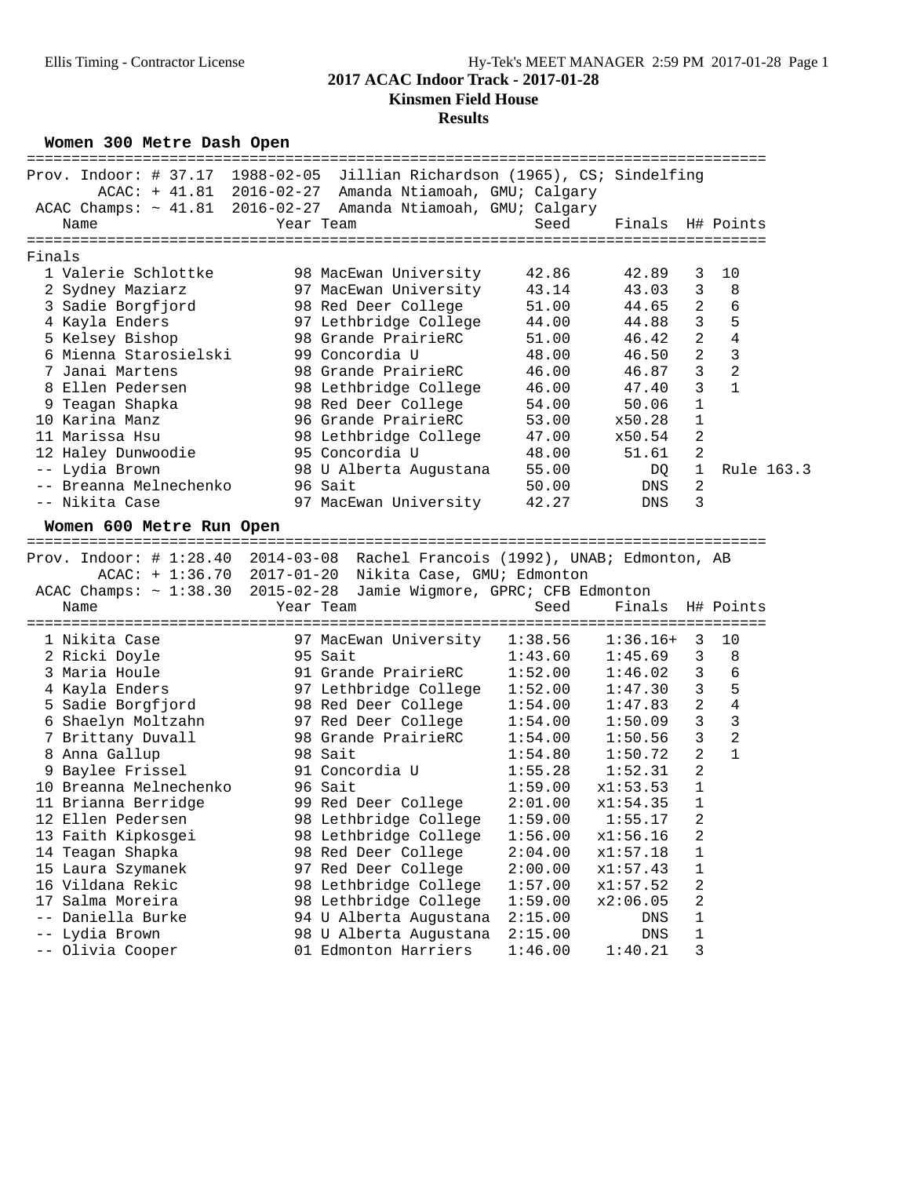# 2017 ACAC Indoor Track - 2017-01-28

## Kinsmen Field House

### Results

#### Women 300 Metre Dash Open

Prov. Indoor: # 37.17  1988-02-05  Jillian Richardson (1965), CS; Sindelfing
ACAC: + 41.81  2016-02-27  Amanda Ntiamoah, GMU; Calgary
ACAC Champs: ~ 41.81  2016-02-27  Amanda Ntiamoah, GMU; Calgary

Finals

| | Name | Year | Team | Seed | Finals | H# | Points |
|---|---|---|---|---|---|---|---|
| 1 | Valerie Schlottke | 98 | MacEwan University | 42.86 | 42.89 | 3 | 10 |
| 2 | Sydney Maziarz | 97 | MacEwan University | 43.14 | 43.03 | 3 | 8 |
| 3 | Sadie Borgfjord | 98 | Red Deer College | 51.00 | 44.65 | 2 | 6 |
| 4 | Kayla Enders | 97 | Lethbridge College | 44.00 | 44.88 | 3 | 5 |
| 5 | Kelsey Bishop | 98 | Grande PrairieRC | 51.00 | 46.42 | 2 | 4 |
| 6 | Mienna Starosielski | 99 | Concordia U | 48.00 | 46.50 | 2 | 3 |
| 7 | Janai Martens | 98 | Grande PrairieRC | 46.00 | 46.87 | 3 | 2 |
| 8 | Ellen Pedersen | 98 | Lethbridge College | 46.00 | 47.40 | 3 | 1 |
| 9 | Teagan Shapka | 98 | Red Deer College | 54.00 | 50.06 | 1 | |
| 10 | Karina Manz | 96 | Grande PrairieRC | 53.00 | x50.28 | 1 | |
| 11 | Marissa Hsu | 98 | Lethbridge College | 47.00 | x50.54 | 2 | |
| 12 | Haley Dunwoodie | 95 | Concordia U | 48.00 | 51.61 | 2 | |
| -- | Lydia Brown | 98 | U Alberta Augustana | 55.00 | DQ | 1 | Rule 163.3 |
| -- | Breanna Melnechenko | 96 | Sait | 50.00 | DNS | 2 | |
| -- | Nikita Case | 97 | MacEwan University | 42.27 | DNS | 3 | |

#### Women 600 Metre Run Open

Prov. Indoor: # 1:28.40  2014-03-08  Rachel Francois (1992), UNAB; Edmonton, AB
ACAC: + 1:36.70  2017-01-20  Nikita Case, GMU; Edmonton
ACAC Champs: ~ 1:38.30  2015-02-28  Jamie Wigmore, GPRC; CFB Edmonton

| | Name | Year | Team | Seed | Finals | H# | Points |
|---|---|---|---|---|---|---|---|
| 1 | Nikita Case | 97 | MacEwan University | 1:38.56 | 1:36.16+ | 3 | 10 |
| 2 | Ricki Doyle | 95 | Sait | 1:43.60 | 1:45.69 | 3 | 8 |
| 3 | Maria Houle | 91 | Grande PrairieRC | 1:52.00 | 1:46.02 | 3 | 6 |
| 4 | Kayla Enders | 97 | Lethbridge College | 1:52.00 | 1:47.30 | 3 | 5 |
| 5 | Sadie Borgfjord | 98 | Red Deer College | 1:54.00 | 1:47.83 | 2 | 4 |
| 6 | Shaelyn Moltzahn | 97 | Red Deer College | 1:54.00 | 1:50.09 | 3 | 3 |
| 7 | Brittany Duvall | 98 | Grande PrairieRC | 1:54.00 | 1:50.56 | 3 | 2 |
| 8 | Anna Gallup | 98 | Sait | 1:54.80 | 1:50.72 | 2 | 1 |
| 9 | Baylee Frissel | 91 | Concordia U | 1:55.28 | 1:52.31 | 2 | |
| 10 | Breanna Melnechenko | 96 | Sait | 1:59.00 | x1:53.53 | 1 | |
| 11 | Brianna Berridge | 99 | Red Deer College | 2:01.00 | x1:54.35 | 1 | |
| 12 | Ellen Pedersen | 98 | Lethbridge College | 1:59.00 | 1:55.17 | 2 | |
| 13 | Faith Kipkosgei | 98 | Lethbridge College | 1:56.00 | x1:56.16 | 2 | |
| 14 | Teagan Shapka | 98 | Red Deer College | 2:04.00 | x1:57.18 | 1 | |
| 15 | Laura Szymanek | 97 | Red Deer College | 2:00.00 | x1:57.43 | 1 | |
| 16 | Vildana Rekic | 98 | Lethbridge College | 1:57.00 | x1:57.52 | 2 | |
| 17 | Salma Moreira | 98 | Lethbridge College | 1:59.00 | x2:06.05 | 2 | |
| -- | Daniella Burke | 94 | U Alberta Augustana | 2:15.00 | DNS | 1 | |
| -- | Lydia Brown | 98 | U Alberta Augustana | 2:15.00 | DNS | 1 | |
| -- | Olivia Cooper | 01 | Edmonton Harriers | 1:46.00 | 1:40.21 | 3 | |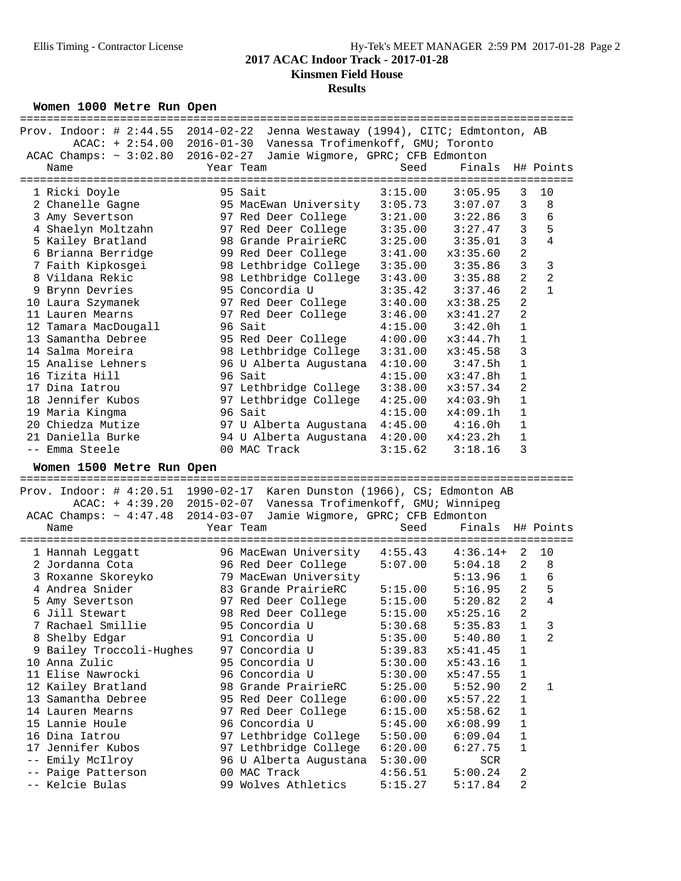## 2017 ACAC Indoor Track - 2017-01-28

**Kinsmen Field House**

**Results**

### Women 1000 Metre Run Open

Prov. Indoor: # 2:44.55 2014-02-22 Jenna Westaway (1994), CITC; Edmtonton, AB
ACAC: + 2:54.00 2016-01-30 Vanessa Trofimenkoff, GMU; Toronto
ACAC Champs: ~ 3:02.80 2016-02-27 Jamie Wigmore, GPRC; CFB Edmonton

| | Name | Year | Team | Seed | Finals | H# | Points |
|---|---|---|---|---|---|---|---|
| 1 | Ricki Doyle | 95 | Sait | 3:15.00 | 3:05.95 | 3 | 10 |
| 2 | Chanelle Gagne | 95 | MacEwan University | 3:05.73 | 3:07.07 | 3 | 8 |
| 3 | Amy Severtson | 97 | Red Deer College | 3:21.00 | 3:22.86 | 3 | 6 |
| 4 | Shaelyn Moltzahn | 97 | Red Deer College | 3:35.00 | 3:27.47 | 3 | 5 |
| 5 | Kailey Bratland | 98 | Grande PrairieRC | 3:25.00 | 3:35.01 | 3 | 4 |
| 6 | Brianna Berridge | 99 | Red Deer College | 3:41.00 | x3:35.60 | 2 | |
| 7 | Faith Kipkosgei | 98 | Lethbridge College | 3:35.00 | 3:35.86 | 3 | 3 |
| 8 | Vildana Rekic | 98 | Lethbridge College | 3:43.00 | 3:35.88 | 2 | 2 |
| 9 | Brynn Devries | 95 | Concordia U | 3:35.42 | 3:37.46 | 2 | 1 |
| 10 | Laura Szymanek | 97 | Red Deer College | 3:40.00 | x3:38.25 | 2 | |
| 11 | Lauren Mearns | 97 | Red Deer College | 3:46.00 | x3:41.27 | 2 | |
| 12 | Tamara MacDougall | 96 | Sait | 4:15.00 | 3:42.0h | 1 | |
| 13 | Samantha Debree | 95 | Red Deer College | 4:00.00 | x3:44.7h | 1 | |
| 14 | Salma Moreira | 98 | Lethbridge College | 3:31.00 | x3:45.58 | 3 | |
| 15 | Analise Lehners | 96 | U Alberta Augustana | 4:10.00 | 3:47.5h | 1 | |
| 16 | Tizita Hill | 96 | Sait | 4:15.00 | x3:47.8h | 1 | |
| 17 | Dina Iatrou | 97 | Lethbridge College | 3:38.00 | x3:57.34 | 2 | |
| 18 | Jennifer Kubos | 97 | Lethbridge College | 4:25.00 | x4:03.9h | 1 | |
| 19 | Maria Kingma | 96 | Sait | 4:15.00 | x4:09.1h | 1 | |
| 20 | Chiedza Mutize | 97 | U Alberta Augustana | 4:45.00 | 4:16.0h | 1 | |
| 21 | Daniella Burke | 94 | U Alberta Augustana | 4:20.00 | x4:23.2h | 1 | |
| -- | Emma Steele | 00 | MAC Track | 3:15.62 | 3:18.16 | 3 | |

### Women 1500 Metre Run Open

Prov. Indoor: # 4:20.51 1990-02-17 Karen Dunston (1966), CS; Edmonton AB
ACAC: + 4:39.20 2015-02-07 Vanessa Trofimenkoff, GMU; Winnipeg
ACAC Champs: ~ 4:47.48 2014-03-07 Jamie Wigmore, GPRC; CFB Edmonton

| | Name | Year | Team | Seed | Finals | H# | Points |
|---|---|---|---|---|---|---|---|
| 1 | Hannah Leggatt | 96 | MacEwan University | 4:55.43 | 4:36.14+ | 2 | 10 |
| 2 | Jordanna Cota | 96 | Red Deer College | 5:07.00 | 5:04.18 | 2 | 8 |
| 3 | Roxanne Skoreyko | 79 | MacEwan University | | 5:13.96 | 1 | 6 |
| 4 | Andrea Snider | 83 | Grande PrairieRC | 5:15.00 | 5:16.95 | 2 | 5 |
| 5 | Amy Severtson | 97 | Red Deer College | 5:15.00 | 5:20.82 | 2 | 4 |
| 6 | Jill Stewart | 98 | Red Deer College | 5:15.00 | x5:25.16 | 2 | |
| 7 | Rachael Smillie | 95 | Concordia U | 5:30.68 | 5:35.83 | 1 | 3 |
| 8 | Shelby Edgar | 91 | Concordia U | 5:35.00 | 5:40.80 | 1 | 2 |
| 9 | Bailey Troccoli-Hughes | 97 | Concordia U | 5:39.83 | x5:41.45 | 1 | |
| 10 | Anna Zulic | 95 | Concordia U | 5:30.00 | x5:43.16 | 1 | |
| 11 | Elise Nawrocki | 96 | Concordia U | 5:30.00 | x5:47.55 | 1 | |
| 12 | Kailey Bratland | 98 | Grande PrairieRC | 5:25.00 | 5:52.90 | 2 | 1 |
| 13 | Samantha Debree | 95 | Red Deer College | 6:00.00 | x5:57.22 | 1 | |
| 14 | Lauren Mearns | 97 | Red Deer College | 6:15.00 | x5:58.62 | 1 | |
| 15 | Lannie Houle | 96 | Concordia U | 5:45.00 | x6:08.99 | 1 | |
| 16 | Dina Iatrou | 97 | Lethbridge College | 5:50.00 | 6:09.04 | 1 | |
| 17 | Jennifer Kubos | 97 | Lethbridge College | 6:20.00 | 6:27.75 | 1 | |
| -- | Emily McIlroy | 96 | U Alberta Augustana | 5:30.00 | SCR | | |
| -- | Paige Patterson | 00 | MAC Track | 4:56.51 | 5:00.24 | 2 | |
| -- | Kelcie Bulas | 99 | Wolves Athletics | 5:15.27 | 5:17.84 | 2 | |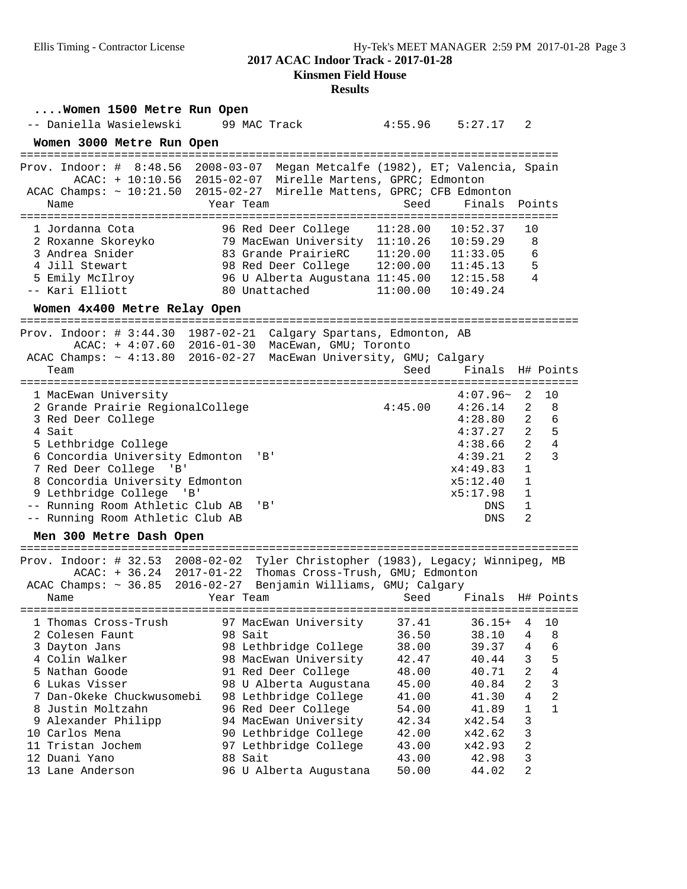## 2017 ACAC Indoor Track - 2017-01-28

### Kinsmen Field House

### Results

**....Women 1500 Metre Run Open**

| Place | Name | Year | Team | Seed | Finals | Points |
|---|---|---|---|---|---|---|
| -- | Daniella Wasielewski | 99 | MAC Track | 4:55.96 | 5:27.17 | 2 |

**Women 3000 Metre Run Open**

Prov. Indoor: # 8:48.56 2008-03-07 Megan Metcalfe (1982), ET; Valencia, Spain
ACAC: + 10:10.56 2015-02-07 Mirelle Martens, GPRC; Edmonton
ACAC Champs: ~ 10:21.50 2015-02-27 Mirelle Mattens, GPRC; CFB Edmonton

| Place | Name | Year | Team | Seed | Finals | Points |
|---|---|---|---|---|---|---|
| 1 | Jordanna Cota | 96 | Red Deer College | 11:28.00 | 10:52.37 | 10 |
| 2 | Roxanne Skoreyko | 79 | MacEwan University | 11:10.26 | 10:59.29 | 8 |
| 3 | Andrea Snider | 83 | Grande PrairieRC | 11:20.00 | 11:33.05 | 6 |
| 4 | Jill Stewart | 98 | Red Deer College | 12:00.00 | 11:45.13 | 5 |
| 5 | Emily McIlroy | 96 | U Alberta Augustana | 11:45.00 | 12:15.58 | 4 |
| -- | Kari Elliott | 80 | Unattached | 11:00.00 | 10:49.24 | |

**Women 4x400 Metre Relay Open**

Prov. Indoor: # 3:44.30 1987-02-21 Calgary Spartans, Edmonton, AB
ACAC: + 4:07.60 2016-01-30 MacEwan, GMU; Toronto
ACAC Champs: ~ 4:13.80 2016-02-27 MacEwan University, GMU; Calgary

| Place | Team | Seed | Finals | H# | Points |
|---|---|---|---|---|---|
| 1 | MacEwan University | | 4:07.96~ | 2 | 10 |
| 2 | Grande Prairie RegionalCollege | 4:45.00 | 4:26.14 | 2 | 8 |
| 3 | Red Deer College | | 4:28.80 | 2 | 6 |
| 4 | Sait | | 4:37.27 | 2 | 5 |
| 5 | Lethbridge College | | 4:38.66 | 2 | 4 |
| 6 | Concordia University Edmonton 'B' | | 4:39.21 | 2 | 3 |
| 7 | Red Deer College 'B' | | x4:49.83 | 1 | |
| 8 | Concordia University Edmonton | | x5:12.40 | 1 | |
| 9 | Lethbridge College 'B' | | x5:17.98 | 1 | |
| -- | Running Room Athletic Club AB 'B' | | DNS | 1 | |
| -- | Running Room Athletic Club AB | | DNS | 2 | |

**Men 300 Metre Dash Open**

Prov. Indoor: # 32.53 2008-02-02 Tyler Christopher (1983), Legacy; Winnipeg, MB
ACAC: + 36.24 2017-01-22 Thomas Cross-Trush, GMU; Edmonton
ACAC Champs: ~ 36.85 2016-02-27 Benjamin Williams, GMU; Calgary

| Place | Name | Year | Team | Seed | Finals | H# | Points |
|---|---|---|---|---|---|---|---|
| 1 | Thomas Cross-Trush | 97 | MacEwan University | 37.41 | 36.15+ | 4 | 10 |
| 2 | Colesen Faunt | 98 | Sait | 36.50 | 38.10 | 4 | 8 |
| 3 | Dayton Jans | 98 | Lethbridge College | 38.00 | 39.37 | 4 | 6 |
| 4 | Colin Walker | 98 | MacEwan University | 42.47 | 40.44 | 3 | 5 |
| 5 | Nathan Goode | 91 | Red Deer College | 48.00 | 40.71 | 2 | 4 |
| 6 | Lukas Visser | 98 | U Alberta Augustana | 45.00 | 40.84 | 2 | 3 |
| 7 | Dan-Okeke Chuckwusomebi | 98 | Lethbridge College | 41.00 | 41.30 | 4 | 2 |
| 8 | Justin Moltzahn | 96 | Red Deer College | 54.00 | 41.89 | 1 | 1 |
| 9 | Alexander Philipp | 94 | MacEwan University | 42.34 | x42.54 | 3 | |
| 10 | Carlos Mena | 90 | Lethbridge College | 42.00 | x42.62 | 3 | |
| 11 | Tristan Jochem | 97 | Lethbridge College | 43.00 | x42.93 | 2 | |
| 12 | Duani Yano | 88 | Sait | 43.00 | 42.98 | 3 | |
| 13 | Lane Anderson | 96 | U Alberta Augustana | 50.00 | 44.02 | 2 | |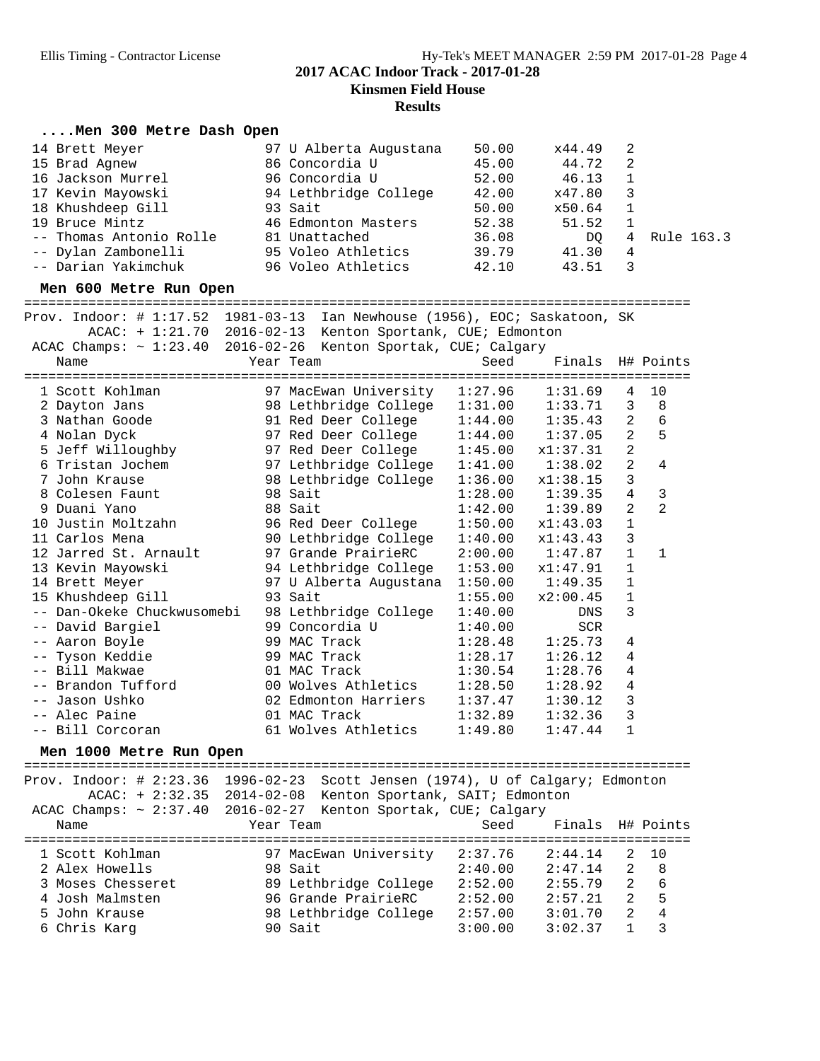2017 ACAC Indoor Track - 2017-01-28

Kinsmen Field House

Results

### ....Men 300 Metre Dash Open

| Place | Name | Year | Team | Seed | Finals | H# | Points |
|---|---|---|---|---|---|---|---|
| 14 | Brett Meyer | 97 | U Alberta Augustana | 50.00 | x44.49 | 2 | |
| 15 | Brad Agnew | 86 | Concordia U | 45.00 | 44.72 | 2 | |
| 16 | Jackson Murrel | 96 | Concordia U | 52.00 | 46.13 | 1 | |
| 17 | Kevin Mayowski | 94 | Lethbridge College | 42.00 | x47.80 | 3 | |
| 18 | Khushdeep Gill | 93 | Sait | 50.00 | x50.64 | 1 | |
| 19 | Bruce Mintz | 46 | Edmonton Masters | 52.38 | 51.52 | 1 | |
| -- | Thomas Antonio Rolle | 81 | Unattached | 36.08 | DQ | 4 | Rule 163.3 |
| -- | Dylan Zambonelli | 95 | Voleo Athletics | 39.79 | 41.30 | 4 | |
| -- | Darian Yakimchuk | 96 | Voleo Athletics | 42.10 | 43.51 | 3 | |

### Men 600 Metre Run Open

Prov. Indoor: # 1:17.52 1981-03-13 Ian Newhouse (1956), EOC; Saskatoon, SK
ACAC: + 1:21.70 2016-02-13 Kenton Sportank, CUE; Edmonton
ACAC Champs: ~ 1:23.40 2016-02-26 Kenton Sportak, CUE; Calgary

| Place | Name | Year | Team | Seed | Finals | H# | Points |
|---|---|---|---|---|---|---|---|
| 1 | Scott Kohlman | 97 | MacEwan University | 1:27.96 | 1:31.69 | 4 | 10 |
| 2 | Dayton Jans | 98 | Lethbridge College | 1:31.00 | 1:33.71 | 3 | 8 |
| 3 | Nathan Goode | 91 | Red Deer College | 1:44.00 | 1:35.43 | 2 | 6 |
| 4 | Nolan Dyck | 97 | Red Deer College | 1:44.00 | 1:37.05 | 2 | 5 |
| 5 | Jeff Willoughby | 97 | Red Deer College | 1:45.00 | x1:37.31 | 2 | |
| 6 | Tristan Jochem | 97 | Lethbridge College | 1:41.00 | 1:38.02 | 2 | 4 |
| 7 | John Krause | 98 | Lethbridge College | 1:36.00 | x1:38.15 | 3 | |
| 8 | Colesen Faunt | 98 | Sait | 1:28.00 | 1:39.35 | 4 | 3 |
| 9 | Duani Yano | 88 | Sait | 1:42.00 | 1:39.89 | 2 | 2 |
| 10 | Justin Moltzahn | 96 | Red Deer College | 1:50.00 | x1:43.03 | 1 | |
| 11 | Carlos Mena | 90 | Lethbridge College | 1:40.00 | x1:43.43 | 3 | |
| 12 | Jarred St. Arnault | 97 | Grande PrairieRC | 2:00.00 | 1:47.87 | 1 | 1 |
| 13 | Kevin Mayowski | 94 | Lethbridge College | 1:53.00 | x1:47.91 | 1 | |
| 14 | Brett Meyer | 97 | U Alberta Augustana | 1:50.00 | 1:49.35 | 1 | |
| 15 | Khushdeep Gill | 93 | Sait | 1:55.00 | x2:00.45 | 1 | |
| -- | Dan-Okeke Chuckwusomebi | 98 | Lethbridge College | 1:40.00 | DNS | 3 | |
| -- | David Bargiel | 99 | Concordia U | 1:40.00 | SCR | | |
| -- | Aaron Boyle | 99 | MAC Track | 1:28.48 | 1:25.73 | 4 | |
| -- | Tyson Keddie | 99 | MAC Track | 1:28.17 | 1:26.12 | 4 | |
| -- | Bill Makwae | 01 | MAC Track | 1:30.54 | 1:28.76 | 4 | |
| -- | Brandon Tufford | 00 | Wolves Athletics | 1:28.50 | 1:28.92 | 4 | |
| -- | Jason Ushko | 02 | Edmonton Harriers | 1:37.47 | 1:30.12 | 3 | |
| -- | Alec Paine | 01 | MAC Track | 1:32.89 | 1:32.36 | 3 | |
| -- | Bill Corcoran | 61 | Wolves Athletics | 1:49.80 | 1:47.44 | 1 | |

### Men 1000 Metre Run Open

Prov. Indoor: # 2:23.36 1996-02-23 Scott Jensen (1974), U of Calgary; Edmonton
ACAC: + 2:32.35 2014-02-08 Kenton Sportank, SAIT; Edmonton
ACAC Champs: ~ 2:37.40 2016-02-27 Kenton Sportak, CUE; Calgary

| Place | Name | Year | Team | Seed | Finals | H# | Points |
|---|---|---|---|---|---|---|---|
| 1 | Scott Kohlman | 97 | MacEwan University | 2:37.76 | 2:44.14 | 2 | 10 |
| 2 | Alex Howells | 98 | Sait | 2:40.00 | 2:47.14 | 2 | 8 |
| 3 | Moses Chesseret | 89 | Lethbridge College | 2:52.00 | 2:55.79 | 2 | 6 |
| 4 | Josh Malmsten | 96 | Grande PrairieRC | 2:52.00 | 2:57.21 | 2 | 5 |
| 5 | John Krause | 98 | Lethbridge College | 2:57.00 | 3:01.70 | 2 | 4 |
| 6 | Chris Karg | 90 | Sait | 3:00.00 | 3:02.37 | 1 | 3 |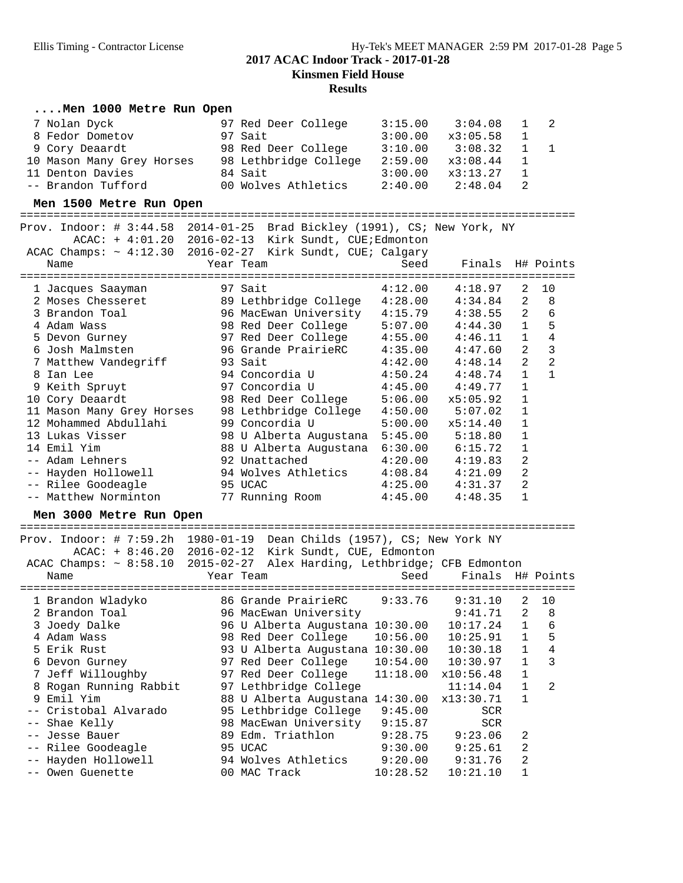# 2017 ACAC Indoor Track - 2017-01-28

## Kinsmen Field House

### Results

#### ....Men 1000 Metre Run Open

| Place | Name | Year | Team | Seed | Finals | H# | Points |
|---|---|---|---|---|---|---|---|
| 7 | Nolan Dyck | 97 | Red Deer College | 3:15.00 | 3:04.08 | 1 | 2 |
| 8 | Fedor Dometov | 97 | Sait | 3:00.00 | x3:05.58 | 1 | |
| 9 | Cory Deaardt | 98 | Red Deer College | 3:10.00 | 3:08.32 | 1 | 1 |
| 10 | Mason Many Grey Horses | 98 | Lethbridge College | 2:59.00 | x3:08.44 | 1 | |
| 11 | Denton Davies | 84 | Sait | 3:00.00 | x3:13.27 | 1 | |
| -- | Brandon Tufford | 00 | Wolves Athletics | 2:40.00 | 2:48.04 | 2 | |

#### Men 1500 Metre Run Open

Prov. Indoor: # 3:44.58 2014-01-25 Brad Bickley (1991), CS; New York, NY
ACAC: + 4:01.20 2016-02-13 Kirk Sundt, CUE;Edmonton
ACAC Champs: ~ 4:12.30 2016-02-27 Kirk Sundt, CUE; Calgary

| Place | Name | Year | Team | Seed | Finals | H# | Points |
|---|---|---|---|---|---|---|---|
| 1 | Jacques Saayman | 97 | Sait | 4:12.00 | 4:18.97 | 2 | 10 |
| 2 | Moses Chesseret | 89 | Lethbridge College | 4:28.00 | 4:34.84 | 2 | 8 |
| 3 | Brandon Toal | 96 | MacEwan University | 4:15.79 | 4:38.55 | 2 | 6 |
| 4 | Adam Wass | 98 | Red Deer College | 5:07.00 | 4:44.30 | 1 | 5 |
| 5 | Devon Gurney | 97 | Red Deer College | 4:55.00 | 4:46.11 | 1 | 4 |
| 6 | Josh Malmsten | 96 | Grande PrairieRC | 4:35.00 | 4:47.60 | 2 | 3 |
| 7 | Matthew Vandegriff | 93 | Sait | 4:42.00 | 4:48.14 | 2 | 2 |
| 8 | Ian Lee | 94 | Concordia U | 4:50.24 | 4:48.74 | 1 | 1 |
| 9 | Keith Spruyt | 97 | Concordia U | 4:45.00 | 4:49.77 | 1 | |
| 10 | Cory Deaardt | 98 | Red Deer College | 5:06.00 | x5:05.92 | 1 | |
| 11 | Mason Many Grey Horses | 98 | Lethbridge College | 4:50.00 | 5:07.02 | 1 | |
| 12 | Mohammed Abdullahi | 99 | Concordia U | 5:00.00 | x5:14.40 | 1 | |
| 13 | Lukas Visser | 98 | U Alberta Augustana | 5:45.00 | 5:18.80 | 1 | |
| 14 | Emil Yim | 88 | U Alberta Augustana | 6:30.00 | 6:15.72 | 1 | |
| -- | Adam Lehners | 92 | Unattached | 4:20.00 | 4:19.83 | 2 | |
| -- | Hayden Hollowell | 94 | Wolves Athletics | 4:08.84 | 4:21.09 | 2 | |
| -- | Rilee Goodeagle | 95 | UCAC | 4:25.00 | 4:31.37 | 2 | |
| -- | Matthew Norminton | 77 | Running Room | 4:45.00 | 4:48.35 | 1 | |

#### Men 3000 Metre Run Open

Prov. Indoor: # 7:59.2h 1980-01-19 Dean Childs (1957), CS; New York NY
ACAC: + 8:46.20 2016-02-12 Kirk Sundt, CUE, Edmonton
ACAC Champs: ~ 8:58.10 2015-02-27 Alex Harding, Lethbridge; CFB Edmonton

| Place | Name | Year | Team | Seed | Finals | H# | Points |
|---|---|---|---|---|---|---|---|
| 1 | Brandon Wladyko | 86 | Grande PrairieRC | 9:33.76 | 9:31.10 | 2 | 10 |
| 2 | Brandon Toal | 96 | MacEwan University | | 9:41.71 | 2 | 8 |
| 3 | Joedy Dalke | 96 | U Alberta Augustana | 10:30.00 | 10:17.24 | 1 | 6 |
| 4 | Adam Wass | 98 | Red Deer College | 10:56.00 | 10:25.91 | 1 | 5 |
| 5 | Erik Rust | 93 | U Alberta Augustana | 10:30.00 | 10:30.18 | 1 | 4 |
| 6 | Devon Gurney | 97 | Red Deer College | 10:54.00 | 10:30.97 | 1 | 3 |
| 7 | Jeff Willoughby | 97 | Red Deer College | 11:18.00 | x10:56.48 | 1 | |
| 8 | Rogan Running Rabbit | 97 | Lethbridge College | | 11:14.04 | 1 | 2 |
| 9 | Emil Yim | 88 | U Alberta Augustana | 14:30.00 | x13:30.71 | 1 | |
| -- | Cristobal Alvarado | 95 | Lethbridge College | 9:45.00 | SCR | | |
| -- | Shae Kelly | 98 | MacEwan University | 9:15.87 | SCR | | |
| -- | Jesse Bauer | 89 | Edm. Triathlon | 9:28.75 | 9:23.06 | 2 | |
| -- | Rilee Goodeagle | 95 | UCAC | 9:30.00 | 9:25.61 | 2 | |
| -- | Hayden Hollowell | 94 | Wolves Athletics | 9:20.00 | 9:31.76 | 2 | |
| -- | Owen Guenette | 00 | MAC Track | 10:28.52 | 10:21.10 | 1 | |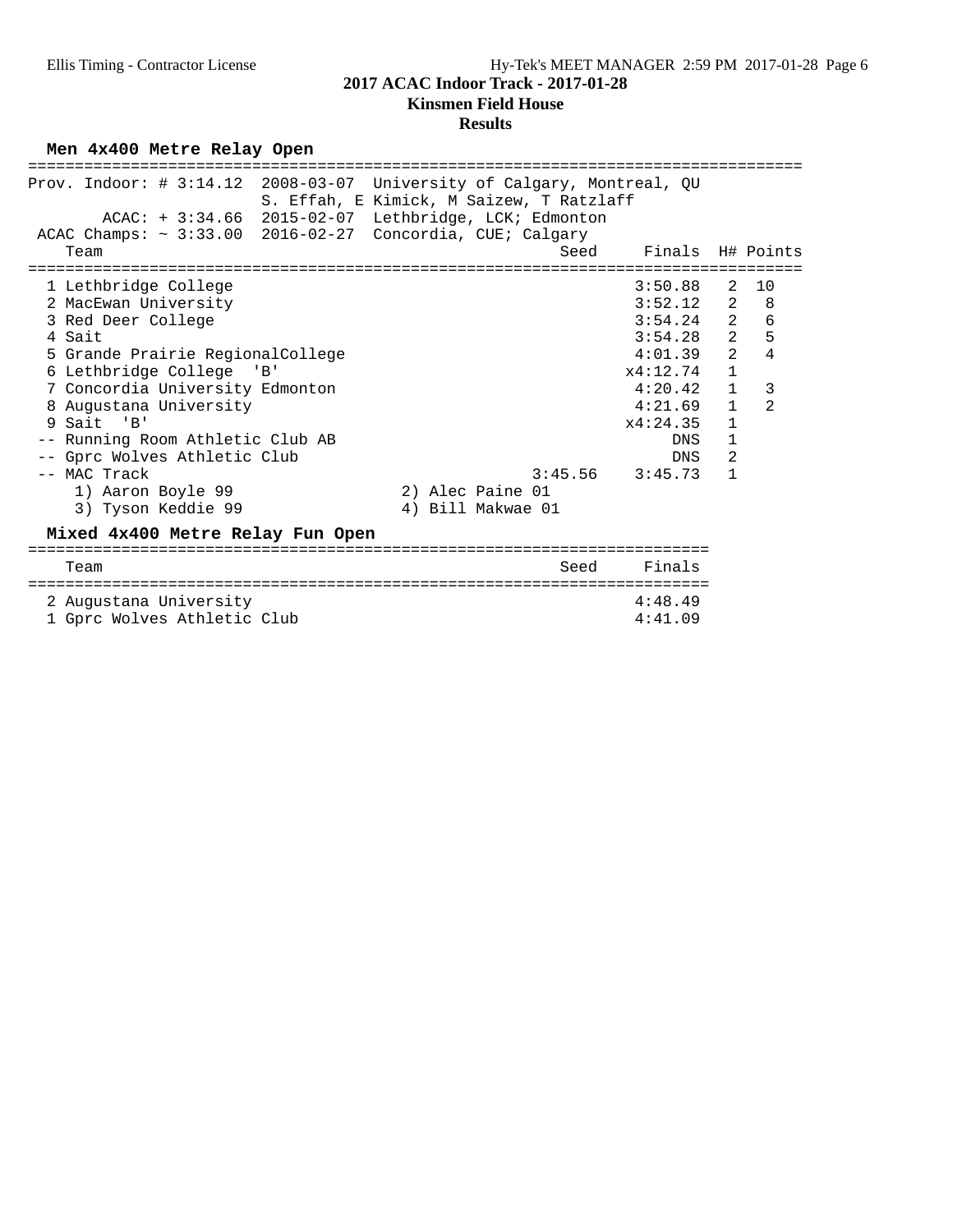**2017 ACAC Indoor Track - 2017-01-28**

**Kinsmen Field House**

**Results**

### Men 4x400 Metre Relay Open

Prov. Indoor: # 3:14.12 2008-03-07 University of Calgary, Montreal, QU
S. Effah, E Kimick, M Saizew, T Ratzlaff
ACAC: + 3:34.66 2015-02-07 Lethbridge, LCK; Edmonton
ACAC Champs: ~ 3:33.00 2016-02-27 Concordia, CUE; Calgary

| | Team | Seed | Finals | H# | Points |
|---|---|---|---|---|---|
| 1 | Lethbridge College | | 3:50.88 | 2 | 10 |
| 2 | MacEwan University | | 3:52.12 | 2 | 8 |
| 3 | Red Deer College | | 3:54.24 | 2 | 6 |
| 4 | Sait | | 3:54.28 | 2 | 5 |
| 5 | Grande Prairie RegionalCollege | | 4:01.39 | 2 | 4 |
| 6 | Lethbridge College 'B' | | x4:12.74 | 1 | |
| 7 | Concordia University Edmonton | | 4:20.42 | 1 | 3 |
| 8 | Augustana University | | 4:21.69 | 1 | 2 |
| 9 | Sait 'B' | | x4:24.35 | 1 | |
| -- | Running Room Athletic Club AB | | DNS | 1 | |
| -- | Gprc Wolves Athletic Club | | DNS | 2 | |
| -- | MAC Track | 3:45.56 | 3:45.73 | 1 | |

1) Aaron Boyle 99 2) Alec Paine 01
3) Tyson Keddie 99 4) Bill Makwae 01

### Mixed 4x400 Metre Relay Fun Open

| | Team | Seed | Finals |
|---|---|---|---|
| 2 | Augustana University | | 4:48.49 |
| 1 | Gprc Wolves Athletic Club | | 4:41.09 |